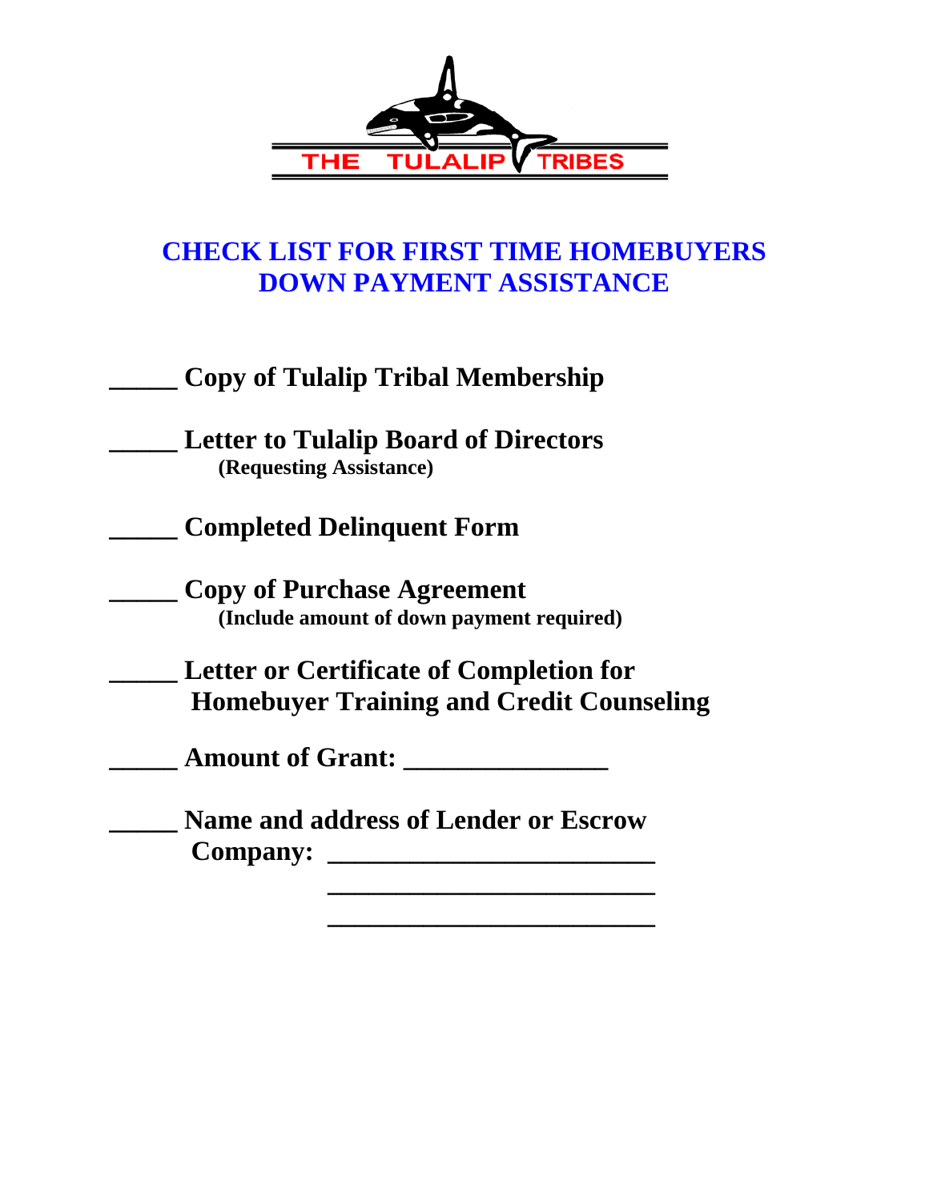THE TULALIP TRIBES

# CHECK LIST FOR FIRST TIME HOMEBUYERS DOWN PAYMENT ASSISTANCE

**_____ Copy of Tulalip Tribal Membership**

**_____ Letter to Tulalip Board of Directors**
**(Requesting Assistance)**

**_____ Completed Delinquent Form**

**_____ Copy of Purchase Agreement**
**(Include amount of down payment required)**

**_____ Letter or Certificate of Completion for Homebuyer Training and Credit Counseling**

**_____ Amount of Grant: _______________**

**_____ Name and address of Lender or Escrow Company: ________________________**
**________________________**
**________________________**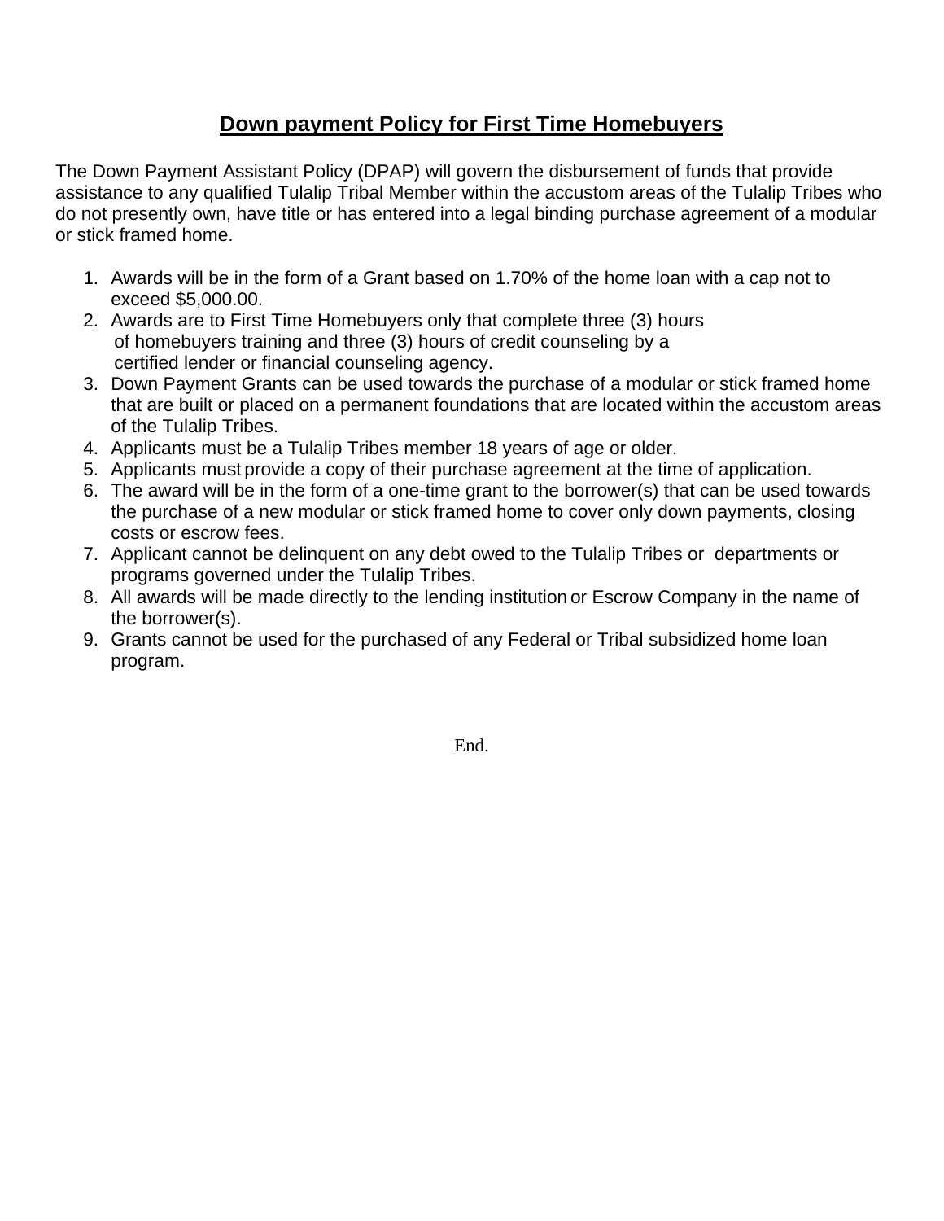## <u>Down payment Policy for First Time Homebuyers</u>

The Down Payment Assistant Policy (DPAP) will govern the disbursement of funds that provide assistance to any qualified Tulalip Tribal Member within the accustom areas of the Tulalip Tribes who do not presently own, have title or has entered into a legal binding purchase agreement of a modular or stick framed home.

1. Awards will be in the form of a Grant based on 1.70% of the home loan with a cap not to exceed $5,000.00.
2. Awards are to First Time Homebuyers only that complete three (3) hours of homebuyers training and three (3) hours of credit counseling by a certified lender or financial counseling agency.
3. Down Payment Grants can be used towards the purchase of a modular or stick framed home that are built or placed on a permanent foundations that are located within the accustom areas of the Tulalip Tribes.
4. Applicants must be a Tulalip Tribes member 18 years of age or older.
5. Applicants must provide a copy of their purchase agreement at the time of application.
6. The award will be in the form of a one-time grant to the borrower(s) that can be used towards the purchase of a new modular or stick framed home to cover only down payments, closing costs or escrow fees.
7. Applicant cannot be delinquent on any debt owed to the Tulalip Tribes or departments or programs governed under the Tulalip Tribes.
8. All awards will be made directly to the lending institution or Escrow Company in the name of the borrower(s).
9. Grants cannot be used for the purchased of any Federal or Tribal subsidized home loan program.

End.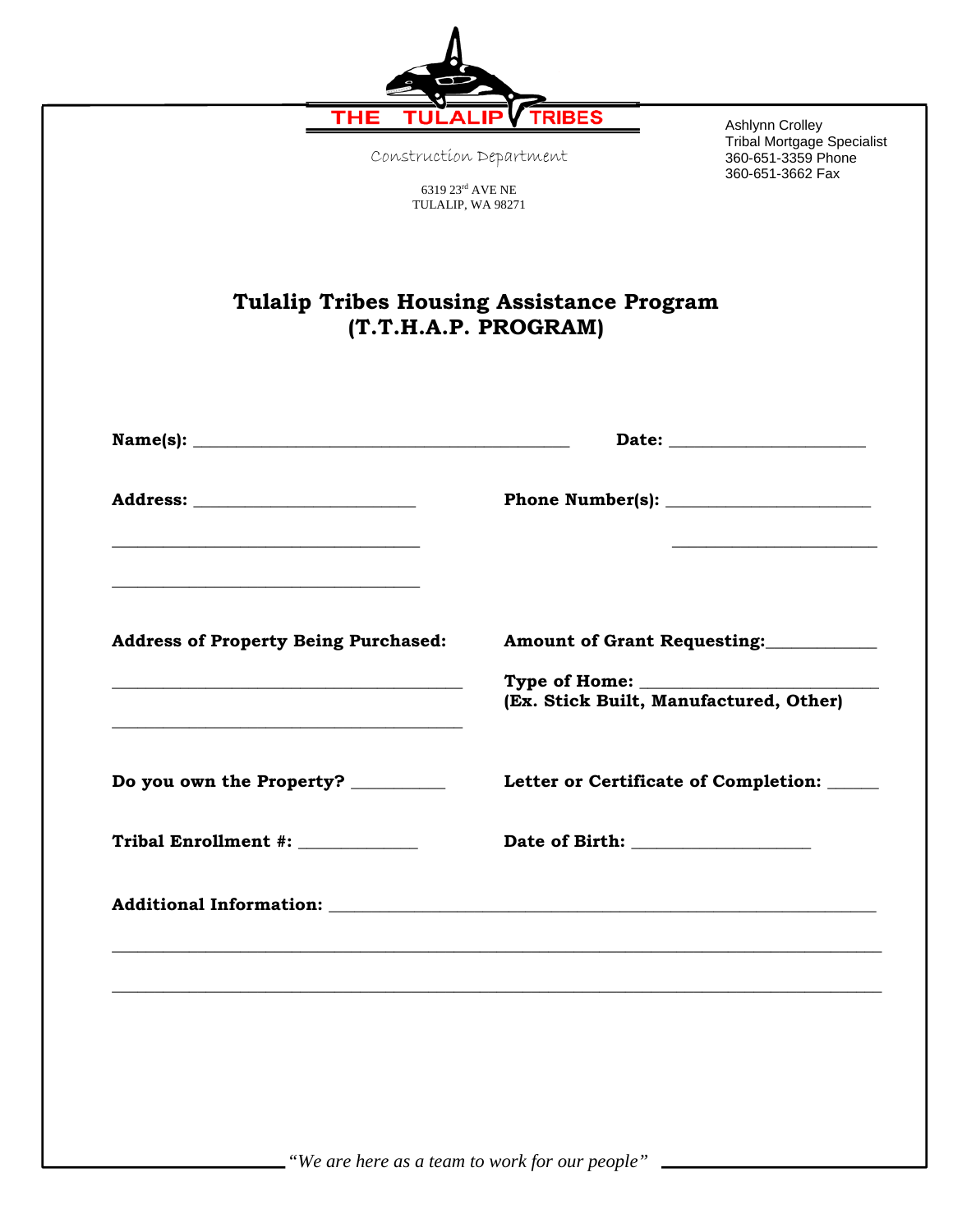THE TULALIP TRIBES

Construction Department

6319 23rd AVE NE
TULALIP, WA 98271

Ashlynn Crolley
Tribal Mortgage Specialist
360-651-3359 Phone
360-651-3662 Fax

## Tulalip Tribes Housing Assistance Program
## (T.T.H.A.P. PROGRAM)

**Name(s):** ____________________________________________ **Date:** _______________________

**Address:** __________________________ **Phone Number(s):** ________________________

___________________________________ ________________________

___________________________________

**Address of Property Being Purchased:** **Amount of Grant Requesting:**____________

________________________________________ **Type of Home:** __________________________
**(Ex. Stick Built, Manufactured, Other)**

________________________________________

**Do you own the Property?** __________ **Letter or Certificate of Completion:** ______

**Tribal Enrollment #:** _____________ **Date of Birth:** ____________________

**Additional Information:** _______________________________________________________________

_____________________________________________________________________________________

_____________________________________________________________________________________

*"We are here as a team to work for our people"*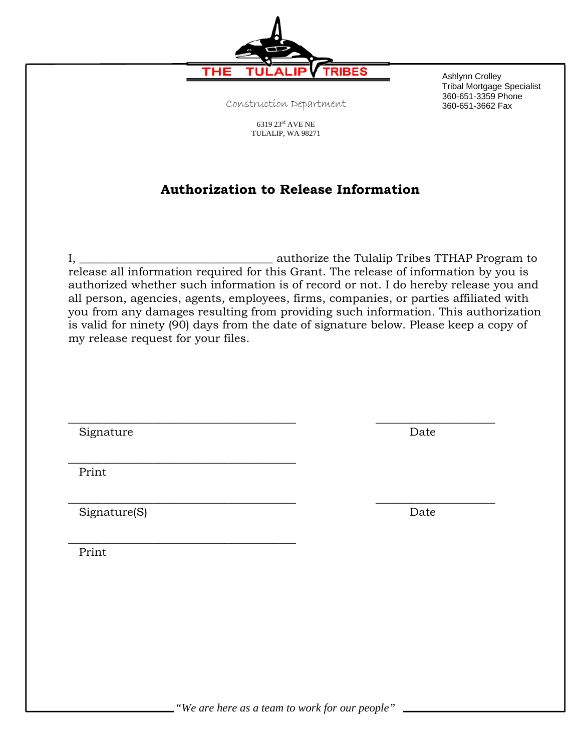THE TULALIP TRIBES

Construction Department

6319 23rd AVE NE
TULALIP, WA 98271

Ashlynn Crolley
Tribal Mortgage Specialist
360-651-3359 Phone
360-651-3662 Fax

## Authorization to Release Information

I, \_\_\_\_\_\_\_\_\_\_\_\_\_\_\_\_\_\_\_\_\_\_\_\_\_\_\_\_\_\_\_\_ authorize the Tulalip Tribes TTHAP Program to release all information required for this Grant. The release of information by you is authorized whether such information is of record or not. I do hereby release you and all person, agencies, agents, employees, firms, companies, or parties affiliated with you from any damages resulting from providing such information. This authorization is valid for ninety (90) days from the date of signature below. Please keep a copy of my release request for your files.

\_\_\_\_\_\_\_\_\_\_\_\_\_\_\_\_\_\_\_\_\_\_\_\_\_\_\_\_\_\_\_\_\_\_\_\_\_\_ \_\_\_\_\_\_\_\_\_\_\_\_\_\_\_\_\_\_\_\_
Signature Date

\_\_\_\_\_\_\_\_\_\_\_\_\_\_\_\_\_\_\_\_\_\_\_\_\_\_\_\_\_\_\_\_\_\_\_\_\_\_
Print

\_\_\_\_\_\_\_\_\_\_\_\_\_\_\_\_\_\_\_\_\_\_\_\_\_\_\_\_\_\_\_\_\_\_\_\_\_\_ \_\_\_\_\_\_\_\_\_\_\_\_\_\_\_\_\_\_\_\_
Signature(S) Date

\_\_\_\_\_\_\_\_\_\_\_\_\_\_\_\_\_\_\_\_\_\_\_\_\_\_\_\_\_\_\_\_\_\_\_\_\_\_
Print

*"We are here as a team to work for our people"*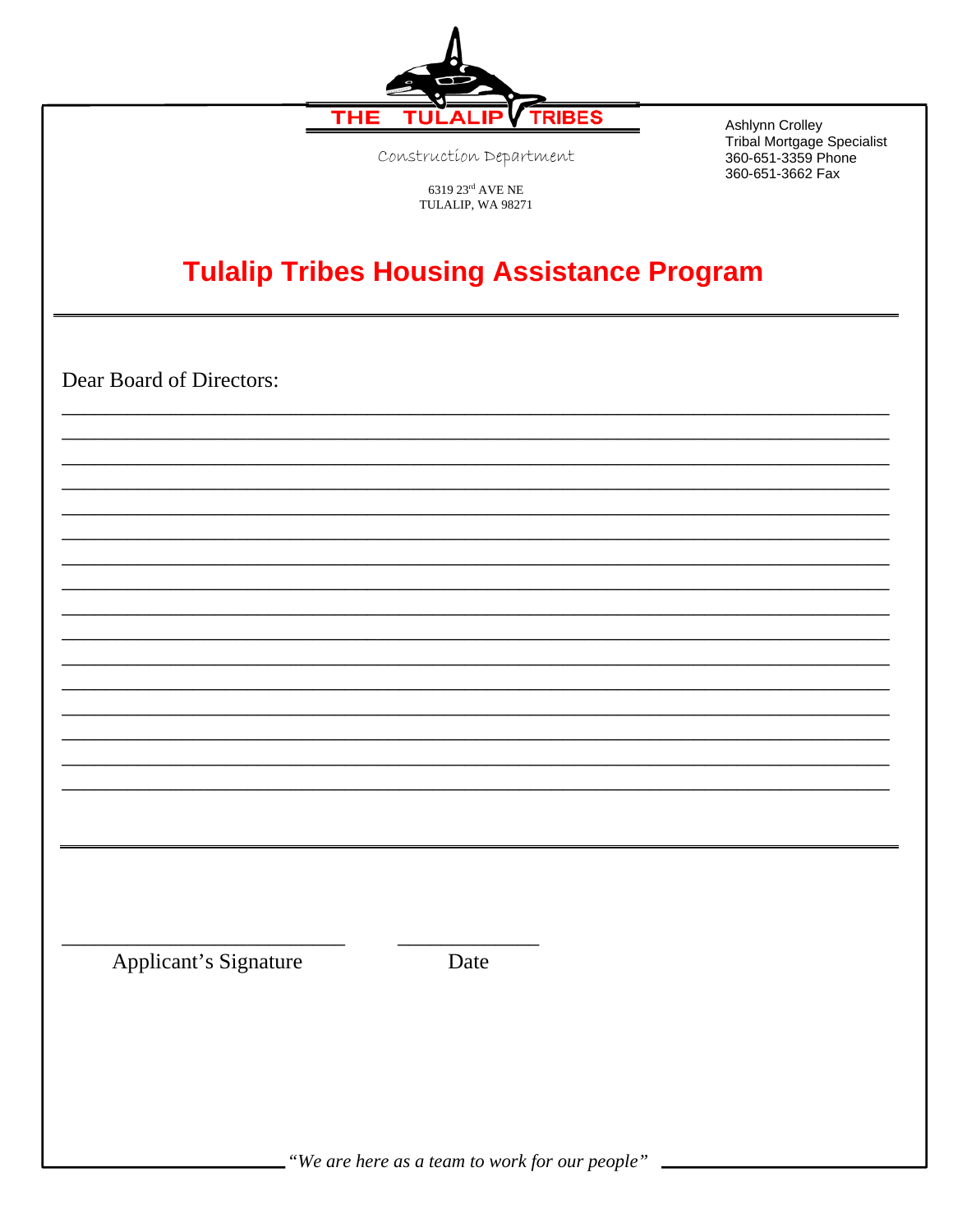THE TULALIP TRIBES

Construction Department

6319 23rd AVE NE
TULALIP, WA 98271

Ashlynn Crolley
Tribal Mortgage Specialist
360-651-3359 Phone
360-651-3662 Fax

# Tulalip Tribes Housing Assistance Program

---

Dear Board of Directors:

\_\_\_\_\_\_\_\_\_\_\_\_\_\_\_\_\_\_\_\_\_\_\_\_\_\_\_\_\_\_\_\_\_\_\_\_\_\_\_\_\_\_\_\_\_\_\_\_\_\_\_\_\_\_\_\_\_\_\_\_\_\_\_\_\_\_\_\_\_\_\_\_

\_\_\_\_\_\_\_\_\_\_\_\_\_\_\_\_\_\_\_\_\_\_\_\_\_\_\_\_\_\_\_\_\_\_\_\_\_\_\_\_\_\_\_\_\_\_\_\_\_\_\_\_\_\_\_\_\_\_\_\_\_\_\_\_\_\_\_\_\_\_\_\_

\_\_\_\_\_\_\_\_\_\_\_\_\_\_\_\_\_\_\_\_\_\_\_\_\_\_\_\_\_\_\_\_\_\_\_\_\_\_\_\_\_\_\_\_\_\_\_\_\_\_\_\_\_\_\_\_\_\_\_\_\_\_\_\_\_\_\_\_\_\_\_\_

\_\_\_\_\_\_\_\_\_\_\_\_\_\_\_\_\_\_\_\_\_\_\_\_\_\_\_\_\_\_\_\_\_\_\_\_\_\_\_\_\_\_\_\_\_\_\_\_\_\_\_\_\_\_\_\_\_\_\_\_\_\_\_\_\_\_\_\_\_\_\_\_

\_\_\_\_\_\_\_\_\_\_\_\_\_\_\_\_\_\_\_\_\_\_\_\_\_\_\_\_\_\_\_\_\_\_\_\_\_\_\_\_\_\_\_\_\_\_\_\_\_\_\_\_\_\_\_\_\_\_\_\_\_\_\_\_\_\_\_\_\_\_\_\_

\_\_\_\_\_\_\_\_\_\_\_\_\_\_\_\_\_\_\_\_\_\_\_\_\_\_\_\_\_\_\_\_\_\_\_\_\_\_\_\_\_\_\_\_\_\_\_\_\_\_\_\_\_\_\_\_\_\_\_\_\_\_\_\_\_\_\_\_\_\_\_\_

\_\_\_\_\_\_\_\_\_\_\_\_\_\_\_\_\_\_\_\_\_\_\_\_\_\_\_\_\_\_\_\_\_\_\_\_\_\_\_\_\_\_\_\_\_\_\_\_\_\_\_\_\_\_\_\_\_\_\_\_\_\_\_\_\_\_\_\_\_\_\_\_

\_\_\_\_\_\_\_\_\_\_\_\_\_\_\_\_\_\_\_\_\_\_\_\_\_\_\_\_\_\_\_\_\_\_\_\_\_\_\_\_\_\_\_\_\_\_\_\_\_\_\_\_\_\_\_\_\_\_\_\_\_\_\_\_\_\_\_\_\_\_\_\_

\_\_\_\_\_\_\_\_\_\_\_\_\_\_\_\_\_\_\_\_\_\_\_\_\_\_\_\_\_\_\_\_\_\_\_\_\_\_\_\_\_\_\_\_\_\_\_\_\_\_\_\_\_\_\_\_\_\_\_\_\_\_\_\_\_\_\_\_\_\_\_\_

\_\_\_\_\_\_\_\_\_\_\_\_\_\_\_\_\_\_\_\_\_\_\_\_\_\_\_\_\_\_\_\_\_\_\_\_\_\_\_\_\_\_\_\_\_\_\_\_\_\_\_\_\_\_\_\_\_\_\_\_\_\_\_\_\_\_\_\_\_\_\_\_

\_\_\_\_\_\_\_\_\_\_\_\_\_\_\_\_\_\_\_\_\_\_\_\_\_\_\_\_\_\_\_\_\_\_\_\_\_\_\_\_\_\_\_\_\_\_\_\_\_\_\_\_\_\_\_\_\_\_\_\_\_\_\_\_\_\_\_\_\_\_\_\_

\_\_\_\_\_\_\_\_\_\_\_\_\_\_\_\_\_\_\_\_\_\_\_\_\_\_\_\_\_\_\_\_\_\_\_\_\_\_\_\_\_\_\_\_\_\_\_\_\_\_\_\_\_\_\_\_\_\_\_\_\_\_\_\_\_\_\_\_\_\_\_\_

\_\_\_\_\_\_\_\_\_\_\_\_\_\_\_\_\_\_\_\_\_\_\_\_\_\_\_\_\_\_\_\_\_\_\_\_\_\_\_\_\_\_\_\_\_\_\_\_\_\_\_\_\_\_\_\_\_\_\_\_\_\_\_\_\_\_\_\_\_\_\_\_

\_\_\_\_\_\_\_\_\_\_\_\_\_\_\_\_\_\_\_\_\_\_\_\_\_\_\_\_\_\_\_\_\_\_\_\_\_\_\_\_\_\_\_\_\_\_\_\_\_\_\_\_\_\_\_\_\_\_\_\_\_\_\_\_\_\_\_\_\_\_\_\_

\_\_\_\_\_\_\_\_\_\_\_\_\_\_\_\_\_\_\_\_\_\_\_\_\_\_\_\_\_\_\_\_\_\_\_\_\_\_\_\_\_\_\_\_\_\_\_\_\_\_\_\_\_\_\_\_\_\_\_\_\_\_\_\_\_\_\_\_\_\_\_\_

\_\_\_\_\_\_\_\_\_\_\_\_\_\_\_\_\_\_\_\_\_\_\_\_\_\_\_\_\_\_\_\_\_\_\_\_\_\_\_\_\_\_\_\_\_\_\_\_\_\_\_\_\_\_\_\_\_\_\_\_\_\_\_\_\_\_\_\_\_\_\_\_

---

\_\_\_\_\_\_\_\_\_\_\_\_\_\_\_\_\_\_\_\_\_\_\_\_\_\_\_\_ &nbsp;&nbsp;&nbsp;&nbsp; \_\_\_\_\_\_\_\_\_\_\_\_\_\_

Applicant's Signature &nbsp;&nbsp;&nbsp;&nbsp; Date

*"We are here as a team to work for our people"*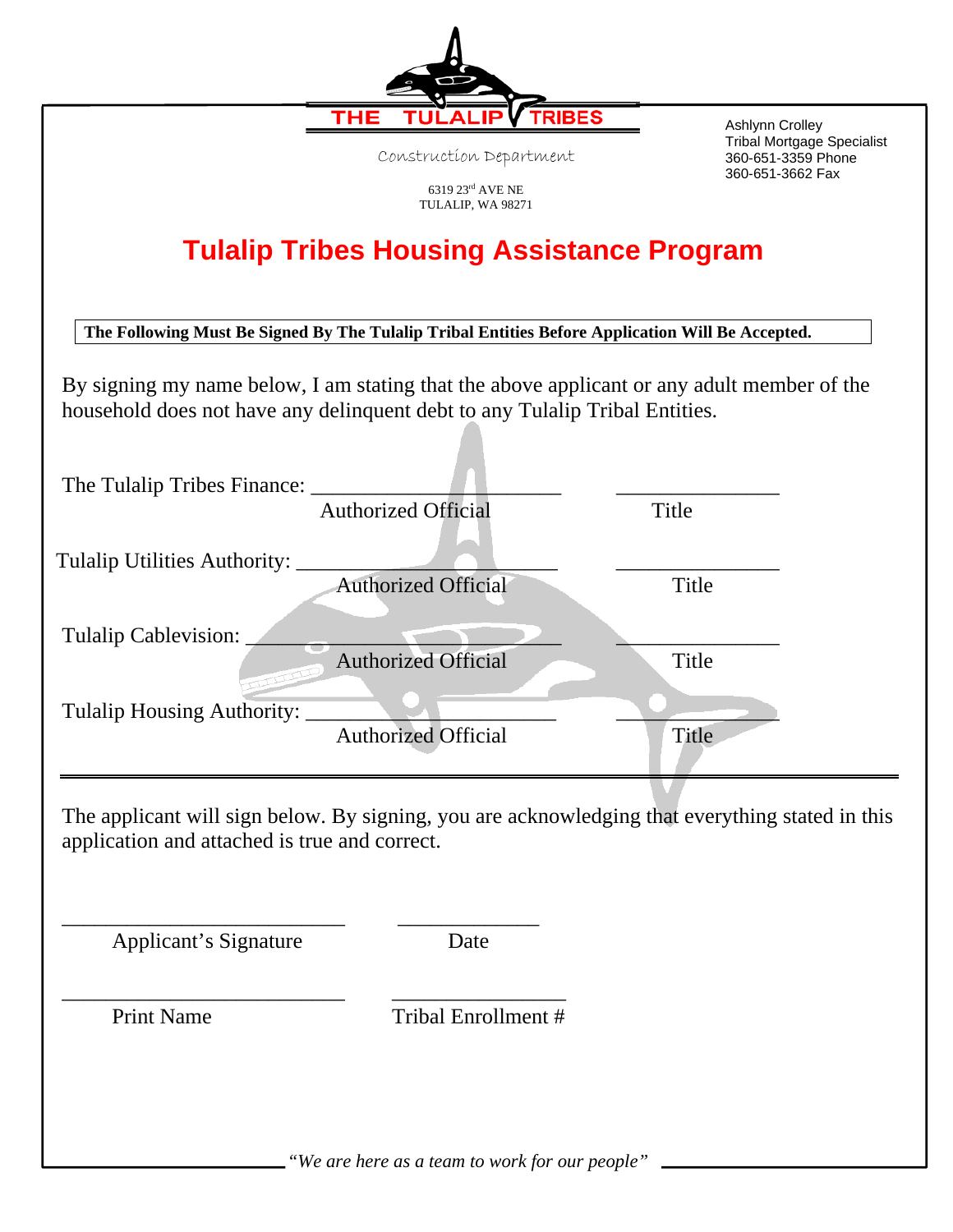THE TULALIP TRIBES

Construction Department

6319 23rd AVE NE
TULALIP, WA 98271

Ashlynn Crolley
Tribal Mortgage Specialist
360-651-3359 Phone
360-651-3662 Fax

# Tulalip Tribes Housing Assistance Program

**The Following Must Be Signed By The Tulalip Tribal Entities Before Application Will Be Accepted.**

By signing my name below, I am stating that the above applicant or any adult member of the household does not have any delinquent debt to any Tulalip Tribal Entities.

The Tulalip Tribes Finance: ______________________ ______________
Authorized Official Title

Tulalip Utilities Authority: ______________________ ______________
Authorized Official Title

Tulalip Cablevision: ______________________ ______________
Authorized Official Title

Tulalip Housing Authority: ______________________ ______________
Authorized Official Title

---

The applicant will sign below. By signing, you are acknowledging that everything stated in this application and attached is true and correct.

__________________________ ____________
Applicant's Signature Date

__________________________ ______________
Print Name Tribal Enrollment #

*"We are here as a team to work for our people"*